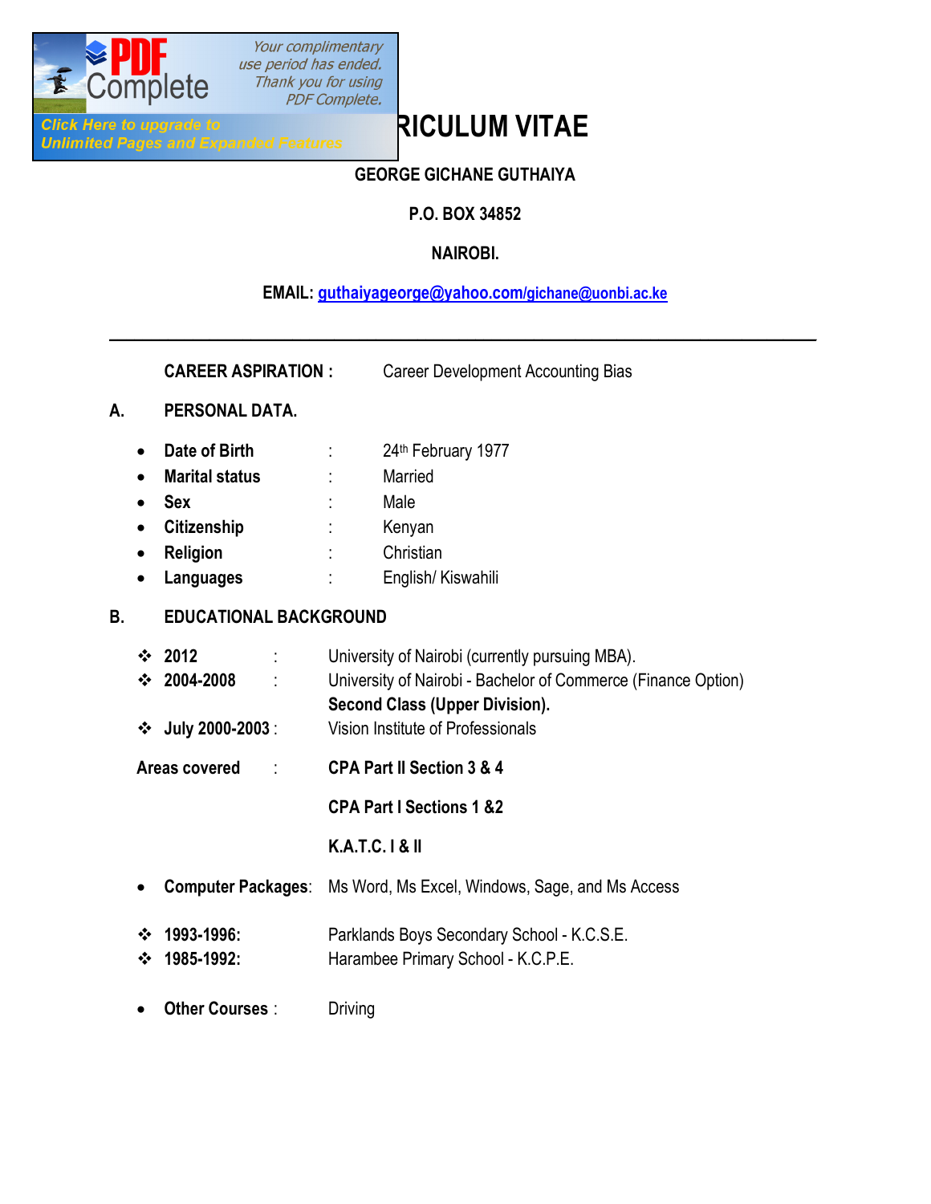# RICULUM VITAE

**GEORGE GICHANE GUTHAIYA**

**P.O. BOX 34852**

**NAIROBI.**

**EMAIL:** guthaiyageorge@yahoo.com/gichane@uonbi.ac.ke

---

**CAREER ASPIRATION :** Career Development Accounting Bias

## A. PERSONAL DATA.

- **Date of Birth** : 24th February 1977
- **Marital status** : Married
- **Sex** : Male
- **Citizenship** : Kenyan
- **Religion** : Christian
- **Languages** : English/ Kiswahili

## B. EDUCATIONAL BACKGROUND

- **2012** : University of Nairobi (currently pursuing MBA).
- **2004-2008** : University of Nairobi - Bachelor of Commerce (Finance Option) **Second Class (Upper Division).**
- **July 2000-2003** : Vision Institute of Professionals

**Areas covered** :

**CPA Part II Section 3 & 4**

**CPA Part I Sections 1 &2**

**K.A.T.C. I & II**

- **Computer Packages**: Ms Word, Ms Excel, Windows, Sage, and Ms Access

- **1993-1996:** Parklands Boys Secondary School - K.C.S.E.
- **1985-1992:** Harambee Primary School - K.C.P.E.

- **Other Courses** : Driving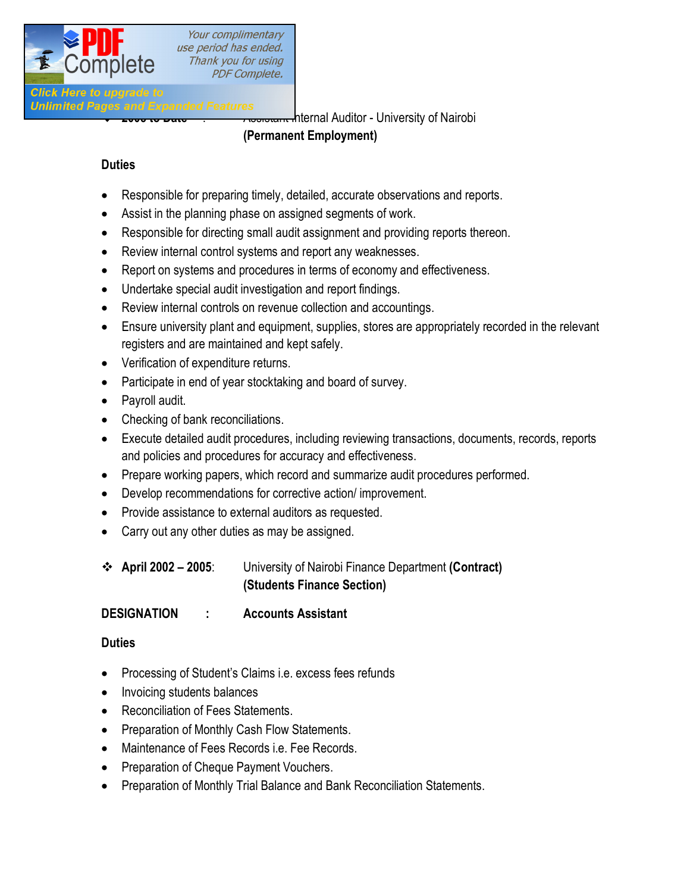❖ 2005 to Date : Assistant Internal Auditor - University of Nairobi
**(Permanent Employment)**

**Duties**

- Responsible for preparing timely, detailed, accurate observations and reports.
- Assist in the planning phase on assigned segments of work.
- Responsible for directing small audit assignment and providing reports thereon.
- Review internal control systems and report any weaknesses.
- Report on systems and procedures in terms of economy and effectiveness.
- Undertake special audit investigation and report findings.
- Review internal controls on revenue collection and accountings.
- Ensure university plant and equipment, supplies, stores are appropriately recorded in the relevant registers and are maintained and kept safely.
- Verification of expenditure returns.
- Participate in end of year stocktaking and board of survey.
- Payroll audit.
- Checking of bank reconciliations.
- Execute detailed audit procedures, including reviewing transactions, documents, records, reports and policies and procedures for accuracy and effectiveness.
- Prepare working papers, which record and summarize audit procedures performed.
- Develop recommendations for corrective action/ improvement.
- Provide assistance to external auditors as requested.
- Carry out any other duties as may be assigned.

❖ **April 2002 – 2005**: University of Nairobi Finance Department **(Contract)**
**(Students Finance Section)**

**DESIGNATION : Accounts Assistant**

**Duties**

- Processing of Student's Claims i.e. excess fees refunds
- Invoicing students balances
- Reconciliation of Fees Statements.
- Preparation of Monthly Cash Flow Statements.
- Maintenance of Fees Records i.e. Fee Records.
- Preparation of Cheque Payment Vouchers.
- Preparation of Monthly Trial Balance and Bank Reconciliation Statements.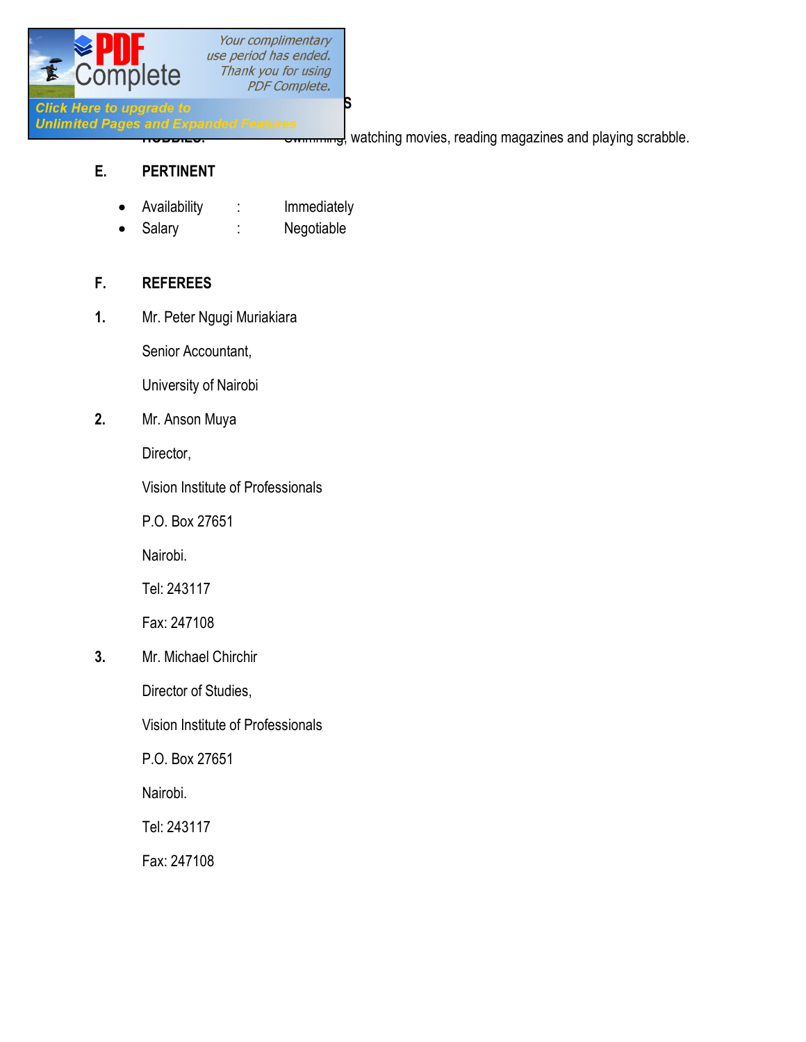HOBBIES: Swimming, watching movies, reading magazines and playing scrabble.

**E. PERTINENT**

- Availability : Immediately
- Salary : Negotiable

**F. REFEREES**

**1.** Mr. Peter Ngugi Muriakiara

Senior Accountant,

University of Nairobi

**2.** Mr. Anson Muya

Director,

Vision Institute of Professionals

P.O. Box 27651

Nairobi.

Tel: 243117

Fax: 247108

**3.** Mr. Michael Chirchir

Director of Studies,

Vision Institute of Professionals

P.O. Box 27651

Nairobi.

Tel: 243117

Fax: 247108